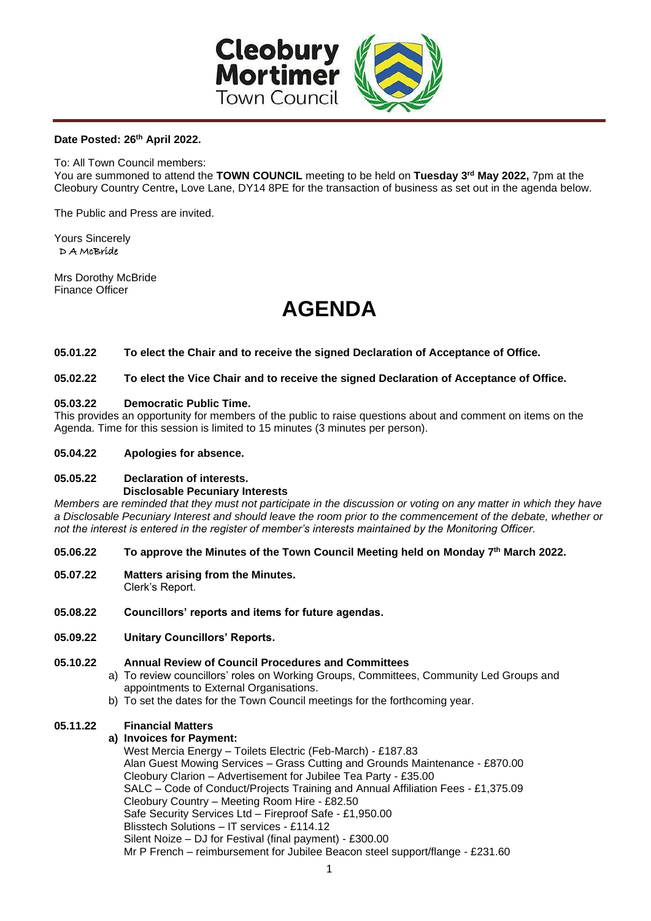Cleobury Mortimer Town Council

**Date Posted: 26th April 2022.**

To: All Town Council members:
You are summoned to attend the **TOWN COUNCIL** meeting to be held on **Tuesday 3rd May 2022,** 7pm at the Cleobury Country Centre**,** Love Lane, DY14 8PE for the transaction of business as set out in the agenda below.

The Public and Press are invited.

Yours Sincerely
D A McBride

Mrs Dorothy McBride
Finance Officer

# AGENDA

**05.01.22 To elect the Chair and to receive the signed Declaration of Acceptance of Office.**

**05.02.22 To elect the Vice Chair and to receive the signed Declaration of Acceptance of Office.**

**05.03.22 Democratic Public Time.**
This provides an opportunity for members of the public to raise questions about and comment on items on the Agenda. Time for this session is limited to 15 minutes (3 minutes per person).

**05.04.22 Apologies for absence.**

**05.05.22 Declaration of interests.**
**Disclosable Pecuniary Interests**
*Members are reminded that they must not participate in the discussion or voting on any matter in which they have a Disclosable Pecuniary Interest and should leave the room prior to the commencement of the debate, whether or not the interest is entered in the register of member's interests maintained by the Monitoring Officer.*

**05.06.22 To approve the Minutes of the Town Council Meeting held on Monday 7th March 2022.**

**05.07.22 Matters arising from the Minutes.**
Clerk's Report.

**05.08.22 Councillors' reports and items for future agendas.**

**05.09.22 Unitary Councillors' Reports.**

**05.10.22 Annual Review of Council Procedures and Committees**

a) To review councillors' roles on Working Groups, Committees, Community Led Groups and appointments to External Organisations.
b) To set the dates for the Town Council meetings for the forthcoming year.

**05.11.22 Financial Matters**

**a) Invoices for Payment:**

West Mercia Energy – Toilets Electric (Feb-March) - £187.83
Alan Guest Mowing Services – Grass Cutting and Grounds Maintenance - £870.00
Cleobury Clarion – Advertisement for Jubilee Tea Party - £35.00
SALC – Code of Conduct/Projects Training and Annual Affiliation Fees - £1,375.09
Cleobury Country – Meeting Room Hire - £82.50
Safe Security Services Ltd – Fireproof Safe - £1,950.00
Blisstech Solutions – IT services - £114.12
Silent Noize – DJ for Festival (final payment) - £300.00
Mr P French – reimbursement for Jubilee Beacon steel support/flange - £231.60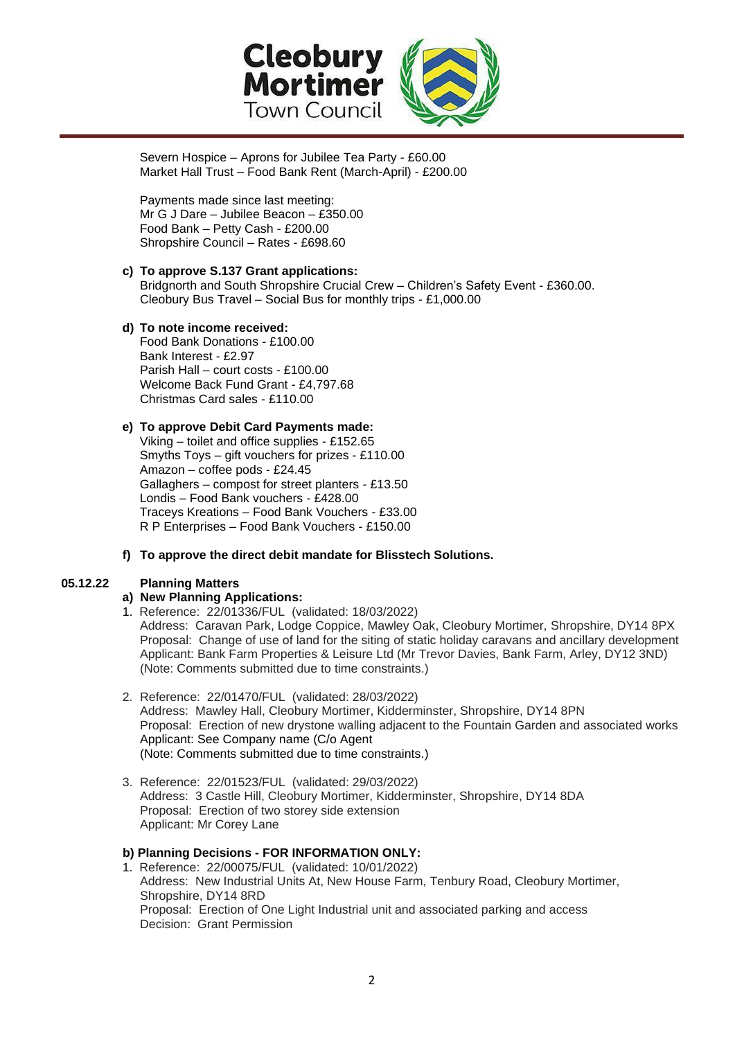Severn Hospice – Aprons for Jubilee Tea Party - £60.00
Market Hall Trust – Food Bank Rent (March-April) - £200.00

Payments made since last meeting:
Mr G J Dare – Jubilee Beacon – £350.00
Food Bank – Petty Cash - £200.00
Shropshire Council – Rates - £698.60

**c) To approve S.137 Grant applications:**
Bridgnorth and South Shropshire Crucial Crew – Children's Safety Event - £360.00.
Cleobury Bus Travel – Social Bus for monthly trips - £1,000.00

**d) To note income received:**
Food Bank Donations - £100.00
Bank Interest - £2.97
Parish Hall – court costs - £100.00
Welcome Back Fund Grant - £4,797.68
Christmas Card sales - £110.00

**e) To approve Debit Card Payments made:**
Viking – toilet and office supplies - £152.65
Smyths Toys – gift vouchers for prizes - £110.00
Amazon – coffee pods - £24.45
Gallaghers – compost for street planters - £13.50
Londis – Food Bank vouchers - £428.00
Traceys Kreations – Food Bank Vouchers - £33.00
R P Enterprises – Food Bank Vouchers - £150.00

**f) To approve the direct debit mandate for Blisstech Solutions.**

**05.12.22 Planning Matters**

**a) New Planning Applications:**

1. Reference: 22/01336/FUL (validated: 18/03/2022)
   Address: Caravan Park, Lodge Coppice, Mawley Oak, Cleobury Mortimer, Shropshire, DY14 8PX
   Proposal: Change of use of land for the siting of static holiday caravans and ancillary development
   Applicant: Bank Farm Properties & Leisure Ltd (Mr Trevor Davies, Bank Farm, Arley, DY12 3ND)
   (Note: Comments submitted due to time constraints.)

2. Reference: 22/01470/FUL (validated: 28/03/2022)
   Address: Mawley Hall, Cleobury Mortimer, Kidderminster, Shropshire, DY14 8PN
   Proposal: Erection of new drystone walling adjacent to the Fountain Garden and associated works
   Applicant: See Company name (C/o Agent
   (Note: Comments submitted due to time constraints.)

3. Reference: 22/01523/FUL (validated: 29/03/2022)
   Address: 3 Castle Hill, Cleobury Mortimer, Kidderminster, Shropshire, DY14 8DA
   Proposal: Erection of two storey side extension
   Applicant: Mr Corey Lane

**b) Planning Decisions - FOR INFORMATION ONLY:**

1. Reference: 22/00075/FUL (validated: 10/01/2022)
   Address: New Industrial Units At, New House Farm, Tenbury Road, Cleobury Mortimer, Shropshire, DY14 8RD
   Proposal: Erection of One Light Industrial unit and associated parking and access
   Decision: Grant Permission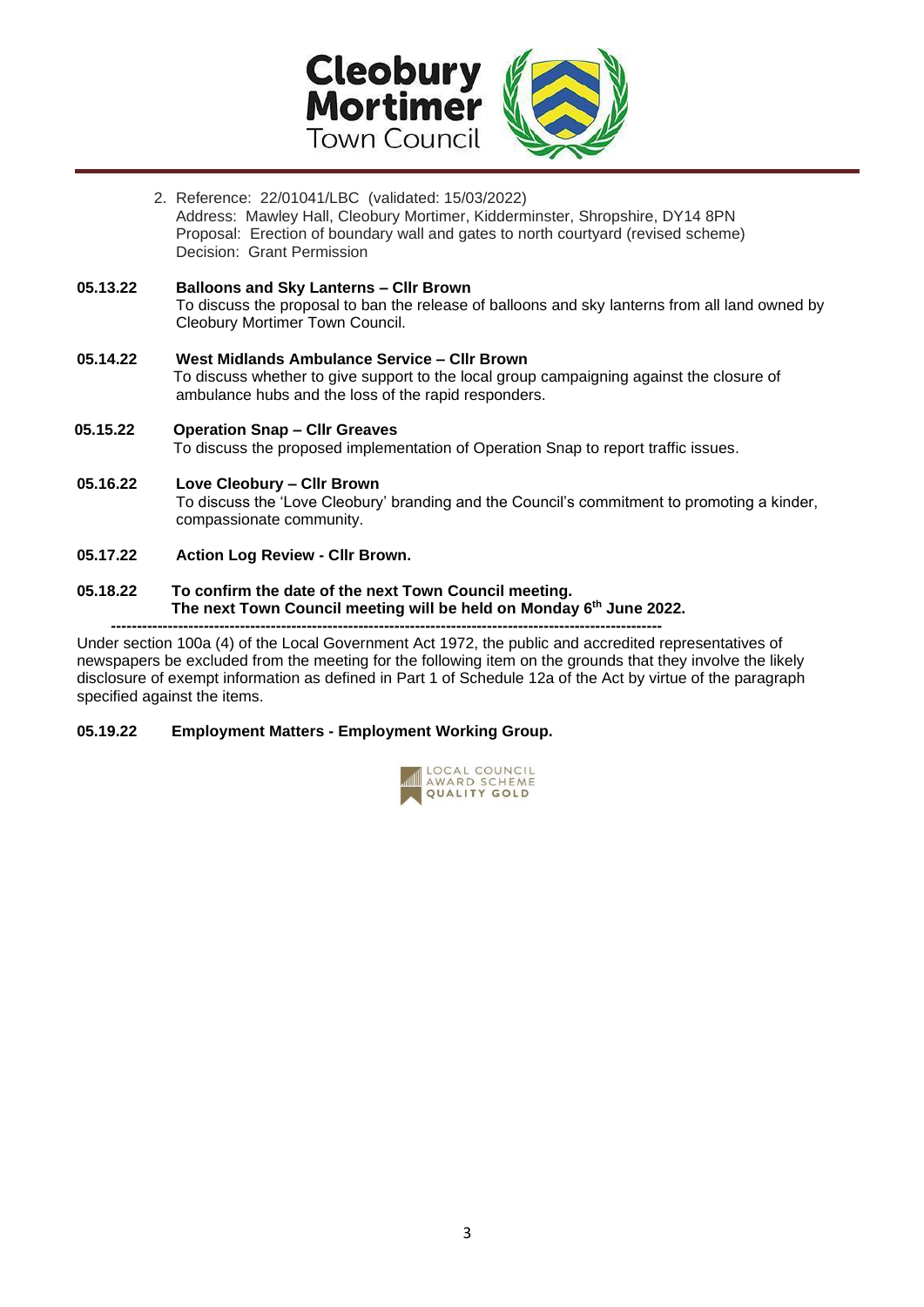2. Reference: 22/01041/LBC (validated: 15/03/2022)
   Address: Mawley Hall, Cleobury Mortimer, Kidderminster, Shropshire, DY14 8PN
   Proposal: Erection of boundary wall and gates to north courtyard (revised scheme)
   Decision: Grant Permission

**05.13.22 Balloons and Sky Lanterns – Cllr Brown**
To discuss the proposal to ban the release of balloons and sky lanterns from all land owned by Cleobury Mortimer Town Council.

**05.14.22 West Midlands Ambulance Service – Cllr Brown**
To discuss whether to give support to the local group campaigning against the closure of ambulance hubs and the loss of the rapid responders.

**05.15.22 Operation Snap – Cllr Greaves**
To discuss the proposed implementation of Operation Snap to report traffic issues.

**05.16.22 Love Cleobury – Cllr Brown**
To discuss the 'Love Cleobury' branding and the Council's commitment to promoting a kinder, compassionate community.

**05.17.22 Action Log Review - Cllr Brown.**

**05.18.22 To confirm the date of the next Town Council meeting.**
**The next Town Council meeting will be held on Monday 6th June 2022.**

---

Under section 100a (4) of the Local Government Act 1972, the public and accredited representatives of newspapers be excluded from the meeting for the following item on the grounds that they involve the likely disclosure of exempt information as defined in Part 1 of Schedule 12a of the Act by virtue of the paragraph specified against the items.

**05.19.22 Employment Matters - Employment Working Group.**

LOCAL COUNCIL AWARD SCHEME QUALITY GOLD